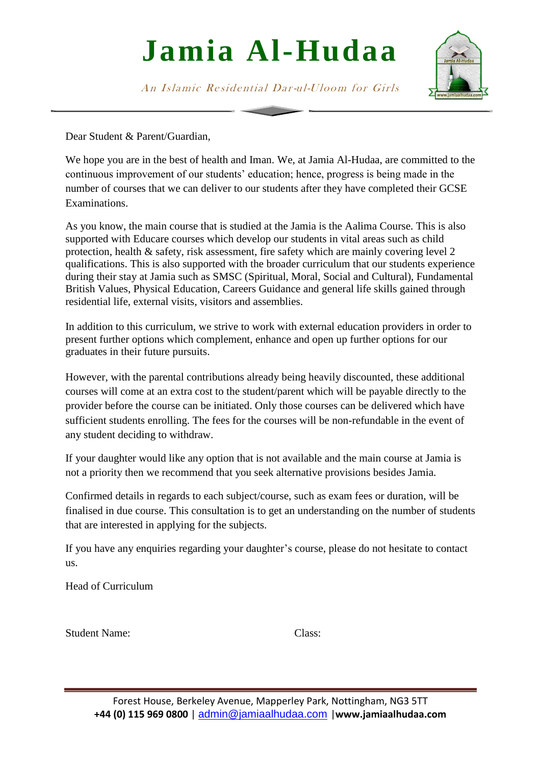# Jamia Al-Hudaa

*An Islamic Residential Dar-ul-Uloom for Girls*

Dear Student & Parent/Guardian,

We hope you are in the best of health and Iman. We, at Jamia Al-Hudaa, are committed to the continuous improvement of our students' education; hence, progress is being made in the number of courses that we can deliver to our students after they have completed their GCSE Examinations.

As you know, the main course that is studied at the Jamia is the Aalima Course. This is also supported with Educare courses which develop our students in vital areas such as child protection, health & safety, risk assessment, fire safety which are mainly covering level 2 qualifications. This is also supported with the broader curriculum that our students experience during their stay at Jamia such as SMSC (Spiritual, Moral, Social and Cultural), Fundamental British Values, Physical Education, Careers Guidance and general life skills gained through residential life, external visits, visitors and assemblies.

In addition to this curriculum, we strive to work with external education providers in order to present further options which complement, enhance and open up further options for our graduates in their future pursuits.

However, with the parental contributions already being heavily discounted, these additional courses will come at an extra cost to the student/parent which will be payable directly to the provider before the course can be initiated. Only those courses can be delivered which have sufficient students enrolling. The fees for the courses will be non-refundable in the event of any student deciding to withdraw.

If your daughter would like any option that is not available and the main course at Jamia is not a priority then we recommend that you seek alternative provisions besides Jamia.

Confirmed details in regards to each subject/course, such as exam fees or duration, will be finalised in due course. This consultation is to get an understanding on the number of students that are interested in applying for the subjects.

If you have any enquiries regarding your daughter's course, please do not hesitate to contact us.

Head of Curriculum

Student Name: Class:

Forest House, Berkeley Avenue, Mapperley Park, Nottingham, NG3 5TT
**+44 (0) 115 969 0800** | admin@jamiaalhudaa.com | **www.jamiaalhudaa.com**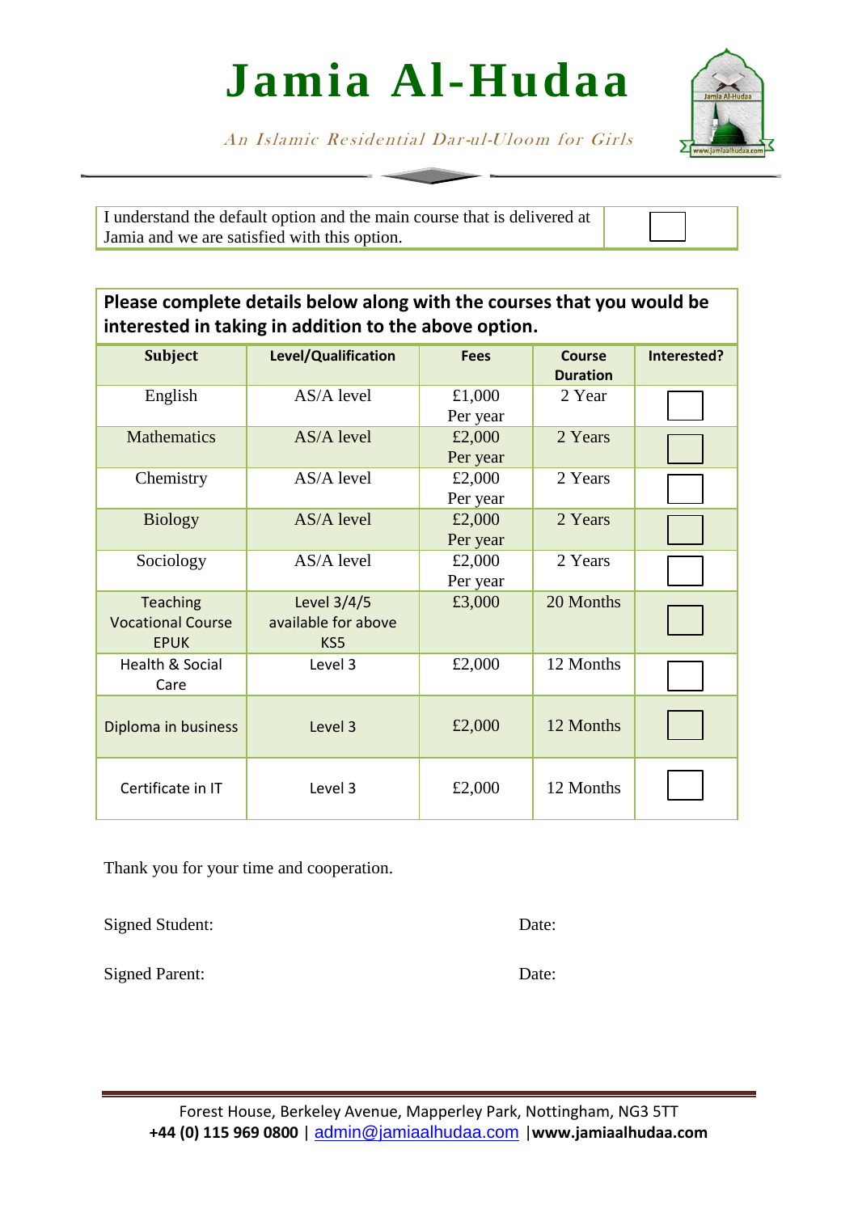# Jamia Al-Hudaa

*An Islamic Residential Dar-ul-Uloom for Girls*

| | |
|---|---|
| I understand the default option and the main course that is delivered at Jamia and we are satisfied with this option. | ☐ |

**Please complete details below along with the courses that you would be interested in taking in addition to the above option.**

| Subject | Level/Qualification | Fees | Course Duration | Interested? |
|---|---|---|---|---|
| English | AS/A level | £1,000 Per year | 2 Year | ☐ |
| Mathematics | AS/A level | £2,000 Per year | 2 Years | ☐ |
| Chemistry | AS/A level | £2,000 Per year | 2 Years | ☐ |
| Biology | AS/A level | £2,000 Per year | 2 Years | ☐ |
| Sociology | AS/A level | £2,000 Per year | 2 Years | ☐ |
| Teaching Vocational Course EPUK | Level 3/4/5 available for above KS5 | £3,000 | 20 Months | ☐ |
| Health & Social Care | Level 3 | £2,000 | 12 Months | ☐ |
| Diploma in business | Level 3 | £2,000 | 12 Months | ☐ |
| Certificate in IT | Level 3 | £2,000 | 12 Months | ☐ |

Thank you for your time and cooperation.

Signed Student: Date:

Signed Parent: Date:

Forest House, Berkeley Avenue, Mapperley Park, Nottingham, NG3 5TT
**+44 (0) 115 969 0800** | admin@jamiaalhudaa.com | **www.jamiaalhudaa.com**